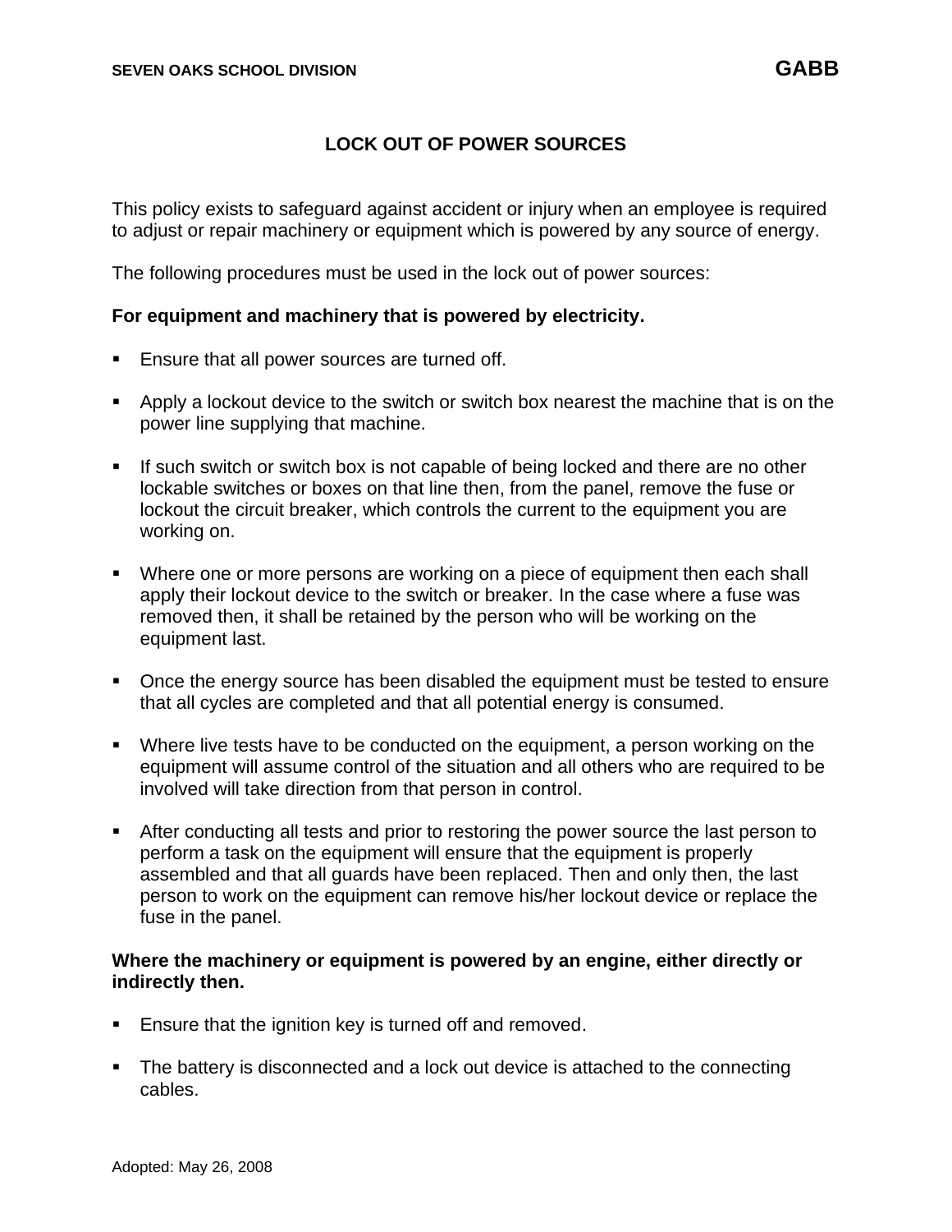# LOCK OUT OF POWER SOURCES

This policy exists to safeguard against accident or injury when an employee is required to adjust or repair machinery or equipment which is powered by any source of energy.

The following procedures must be used in the lock out of power sources:

**For equipment and machinery that is powered by electricity.**

- Ensure that all power sources are turned off.
- Apply a lockout device to the switch or switch box nearest the machine that is on the power line supplying that machine.
- If such switch or switch box is not capable of being locked and there are no other lockable switches or boxes on that line then, from the panel, remove the fuse or lockout the circuit breaker, which controls the current to the equipment you are working on.
- Where one or more persons are working on a piece of equipment then each shall apply their lockout device to the switch or breaker. In the case where a fuse was removed then, it shall be retained by the person who will be working on the equipment last.
- Once the energy source has been disabled the equipment must be tested to ensure that all cycles are completed and that all potential energy is consumed.
- Where live tests have to be conducted on the equipment, a person working on the equipment will assume control of the situation and all others who are required to be involved will take direction from that person in control.
- After conducting all tests and prior to restoring the power source the last person to perform a task on the equipment will ensure that the equipment is properly assembled and that all guards have been replaced. Then and only then, the last person to work on the equipment can remove his/her lockout device or replace the fuse in the panel.

**Where the machinery or equipment is powered by an engine, either directly or indirectly then.**

- Ensure that the ignition key is turned off and removed.
- The battery is disconnected and a lock out device is attached to the connecting cables.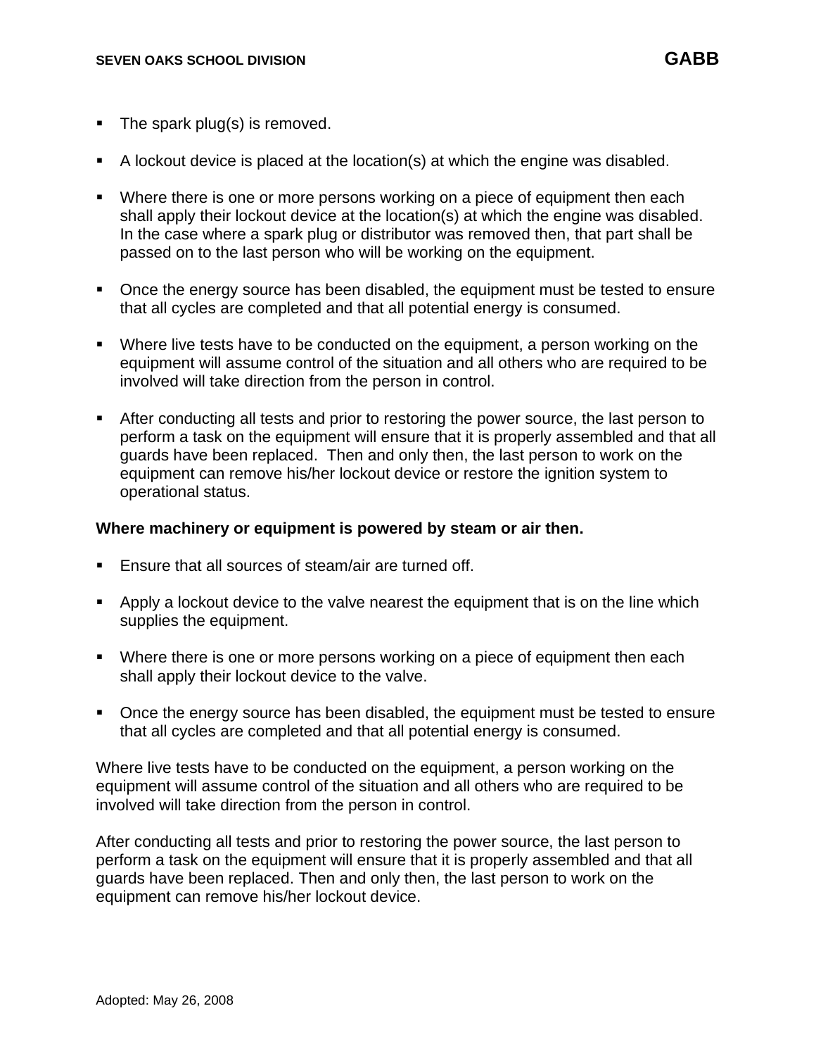- The spark plug(s) is removed.
- A lockout device is placed at the location(s) at which the engine was disabled.
- Where there is one or more persons working on a piece of equipment then each shall apply their lockout device at the location(s) at which the engine was disabled. In the case where a spark plug or distributor was removed then, that part shall be passed on to the last person who will be working on the equipment.
- Once the energy source has been disabled, the equipment must be tested to ensure that all cycles are completed and that all potential energy is consumed.
- Where live tests have to be conducted on the equipment, a person working on the equipment will assume control of the situation and all others who are required to be involved will take direction from the person in control.
- After conducting all tests and prior to restoring the power source, the last person to perform a task on the equipment will ensure that it is properly assembled and that all guards have been replaced. Then and only then, the last person to work on the equipment can remove his/her lockout device or restore the ignition system to operational status.

**Where machinery or equipment is powered by steam or air then.**

- Ensure that all sources of steam/air are turned off.
- Apply a lockout device to the valve nearest the equipment that is on the line which supplies the equipment.
- Where there is one or more persons working on a piece of equipment then each shall apply their lockout device to the valve.
- Once the energy source has been disabled, the equipment must be tested to ensure that all cycles are completed and that all potential energy is consumed.

Where live tests have to be conducted on the equipment, a person working on the equipment will assume control of the situation and all others who are required to be involved will take direction from the person in control.

After conducting all tests and prior to restoring the power source, the last person to perform a task on the equipment will ensure that it is properly assembled and that all guards have been replaced. Then and only then, the last person to work on the equipment can remove his/her lockout device.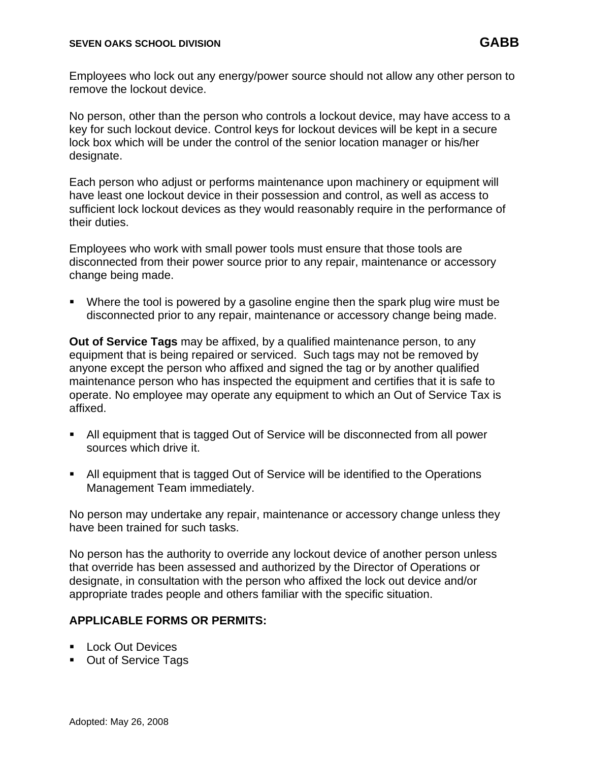Employees who lock out any energy/power source should not allow any other person to remove the lockout device.

No person, other than the person who controls a lockout device, may have access to a key for such lockout device. Control keys for lockout devices will be kept in a secure lock box which will be under the control of the senior location manager or his/her designate.

Each person who adjust or performs maintenance upon machinery or equipment will have least one lockout device in their possession and control, as well as access to sufficient lock lockout devices as they would reasonably require in the performance of their duties.

Employees who work with small power tools must ensure that those tools are disconnected from their power source prior to any repair, maintenance or accessory change being made.

- Where the tool is powered by a gasoline engine then the spark plug wire must be disconnected prior to any repair, maintenance or accessory change being made.

**Out of Service Tags** may be affixed, by a qualified maintenance person, to any equipment that is being repaired or serviced. Such tags may not be removed by anyone except the person who affixed and signed the tag or by another qualified maintenance person who has inspected the equipment and certifies that it is safe to operate. No employee may operate any equipment to which an Out of Service Tax is affixed.

- All equipment that is tagged Out of Service will be disconnected from all power sources which drive it.
- All equipment that is tagged Out of Service will be identified to the Operations Management Team immediately.

No person may undertake any repair, maintenance or accessory change unless they have been trained for such tasks.

No person has the authority to override any lockout device of another person unless that override has been assessed and authorized by the Director of Operations or designate, in consultation with the person who affixed the lock out device and/or appropriate trades people and others familiar with the specific situation.

**APPLICABLE FORMS OR PERMITS:**

- Lock Out Devices
- Out of Service Tags

Adopted: May 26, 2008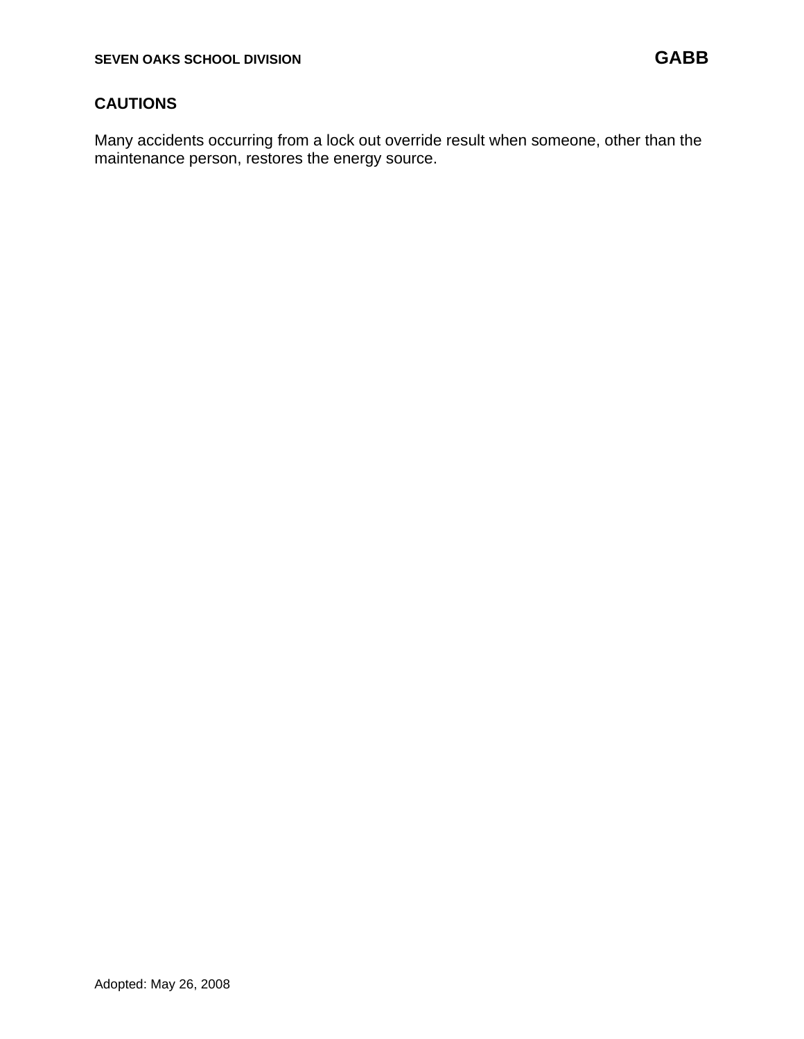**CAUTIONS**

Many accidents occurring from a lock out override result when someone, other than the maintenance person, restores the energy source.

Adopted: May 26, 2008